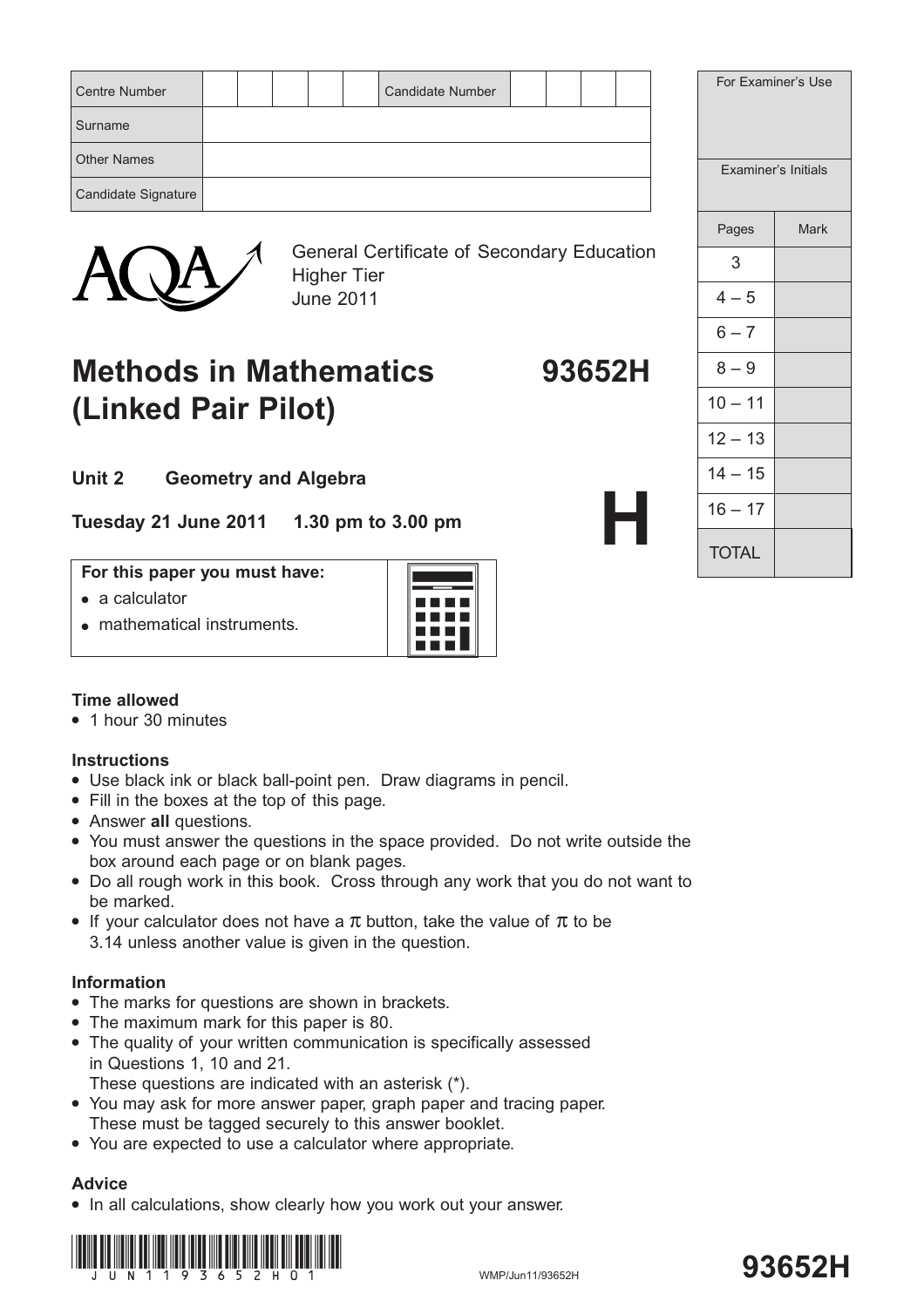| Centre Number | | | | | | Candidate Number | | | | |
|---|---|---|---|---|---|---|---|---|---|---|
| Surname | | | | | | | | | | |
| Other Names | | | | | | | | | | |
| Candidate Signature | | | | | | | | | | |

| For Examiner's Use | |
|---|---|
| Examiner's Initials | |
| Pages | Mark |
| 3 | |
| 4 – 5 | |
| 6 – 7 | |
| 8 – 9 | |
| 10 – 11 | |
| 12 – 13 | |
| 14 – 15 | |
| 16 – 17 | |
| TOTAL | |

AQA

General Certificate of Secondary Education
Higher Tier
June 2011

# Methods in Mathematics (Linked Pair Pilot) 93652H

## Unit 2 Geometry and Algebra

**H**

**Tuesday 21 June 2011 1.30 pm to 3.00 pm**

**For this paper you must have:**

- a calculator
- mathematical instruments.

**Time allowed**

- 1 hour 30 minutes

**Instructions**

- Use black ink or black ball-point pen. Draw diagrams in pencil.
- Fill in the boxes at the top of this page.
- Answer **all** questions.
- You must answer the questions in the space provided. Do not write outside the box around each page or on blank pages.
- Do all rough work in this book. Cross through any work that you do not want to be marked.
- If your calculator does not have a $\pi$ button, take the value of $\pi$ to be 3.14 unless another value is given in the question.

**Information**

- The marks for questions are shown in brackets.
- The maximum mark for this paper is 80.
- The quality of your written communication is specifically assessed in Questions 1, 10 and 21.
  These questions are indicated with an asterisk (*).
- You may ask for more answer paper, graph paper and tracing paper. These must be tagged securely to this answer booklet.
- You are expected to use a calculator where appropriate.

**Advice**

- In all calculations, show clearly how you work out your answer.

JUN1193652H01

WMP/Jun11/93652H

**93652H**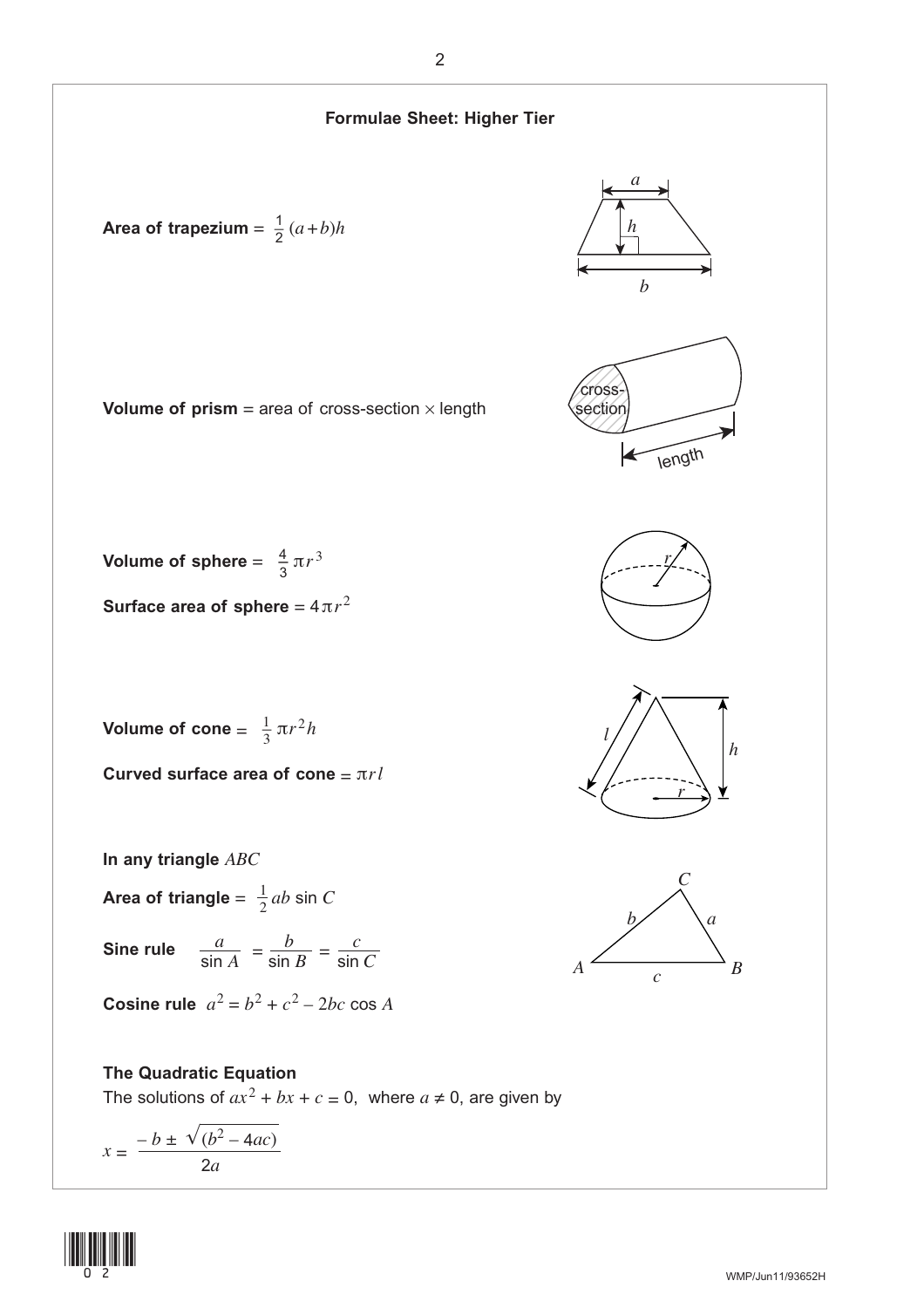# Formulae Sheet: Higher Tier

**Area of trapezium** = $\frac{1}{2}(a+b)h$

**Volume of prism** = area of cross-section × length

**Volume of sphere** = $\frac{4}{3}\pi r^3$

**Surface area of sphere** = $4\pi r^2$

**Volume of cone** = $\frac{1}{3}\pi r^2 h$

**Curved surface area of cone** = $\pi r l$

**In any triangle** $ABC$

**Area of triangle** = $\frac{1}{2}ab \sin C$

**Sine rule** $\quad \dfrac{a}{\sin A} = \dfrac{b}{\sin B} = \dfrac{c}{\sin C}$

**Cosine rule** $\quad a^2 = b^2 + c^2 - 2bc \cos A$

**The Quadratic Equation**

The solutions of $ax^2 + bx + c = 0$, where $a \neq 0$, are given by

$$x = \frac{-b \pm \sqrt{(b^2 - 4ac)}}{2a}$$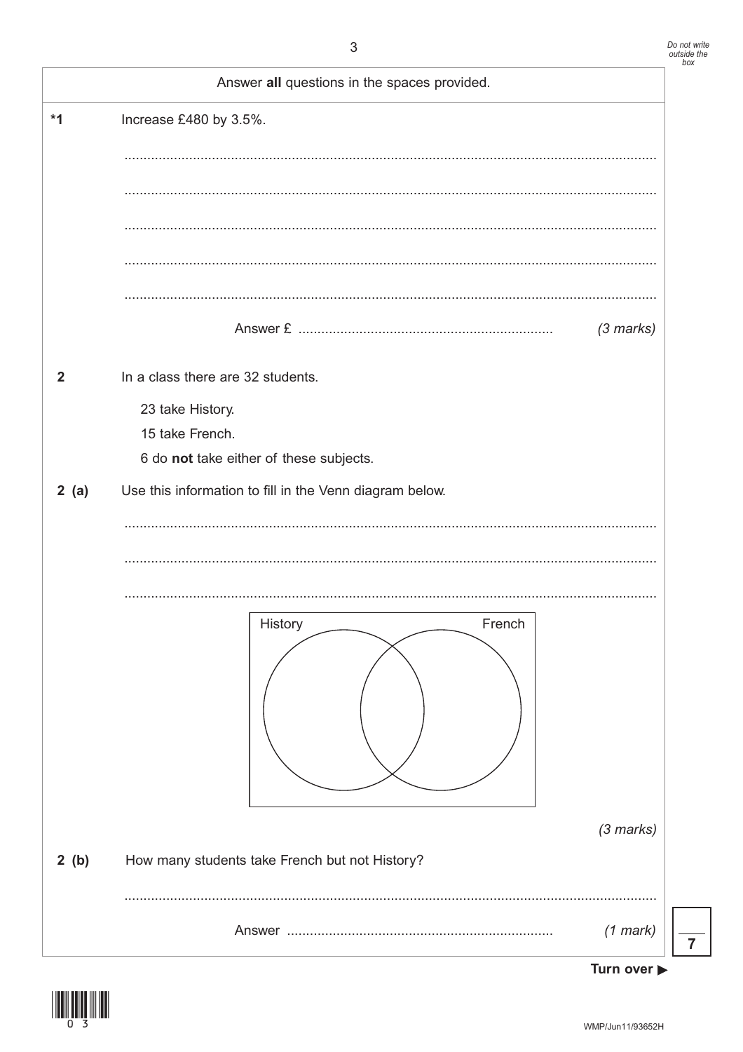Answer **all** questions in the spaces provided.

**\*1** Increase £480 by 3.5%.

Answer £ ..................................................................... *(3 marks)*

**2** In a class there are 32 students.

23 take History.
15 take French.
6 do **not** take either of these subjects.

**2 (a)** Use this information to fill in the Venn diagram below.

History French

*(3 marks)*

**2 (b)** How many students take French but not History?

Answer ..................................................................... *(1 mark)*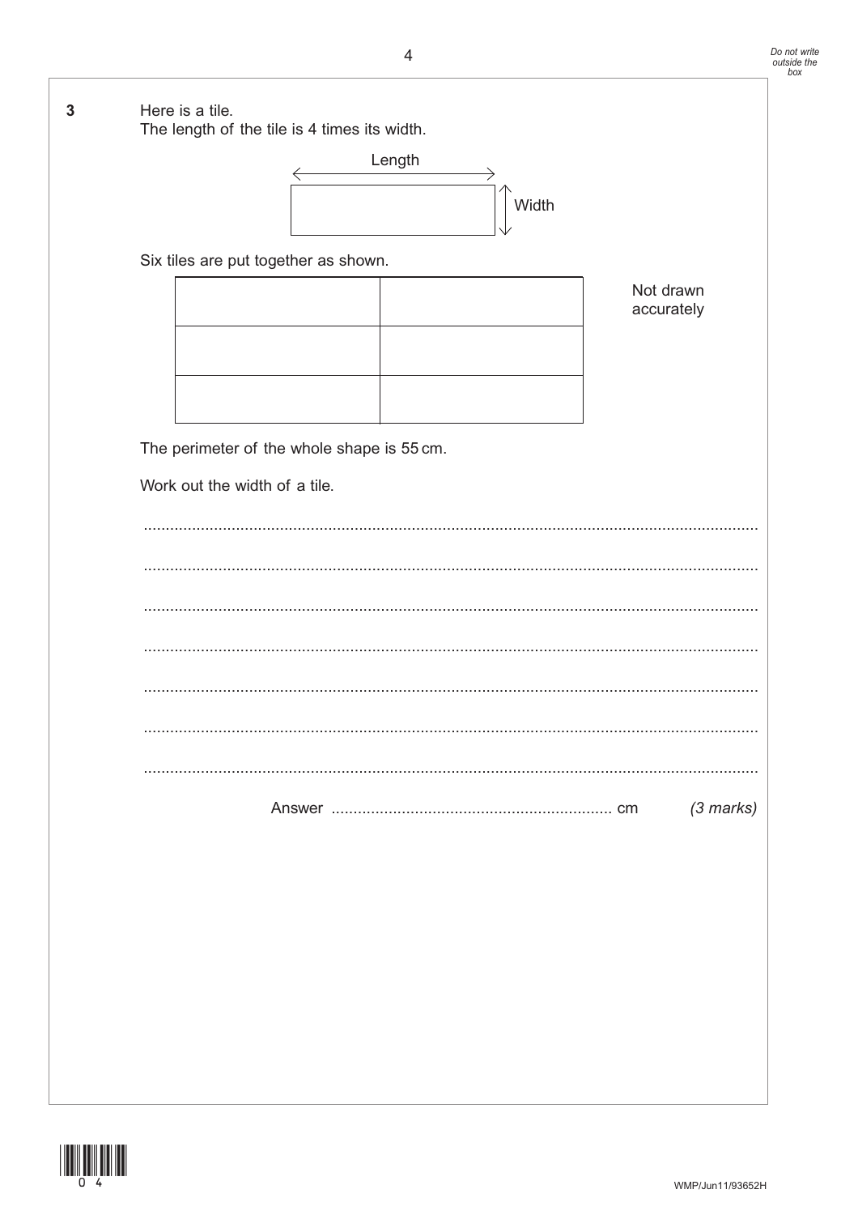**3** Here is a tile.
The length of the tile is 4 times its width.

Length

Width

Six tiles are put together as shown.

Not drawn accurately

The perimeter of the whole shape is 55 cm.

Work out the width of a tile.

.......................................................................................................................................

.......................................................................................................................................

.......................................................................................................................................

.......................................................................................................................................

.......................................................................................................................................

.......................................................................................................................................

.......................................................................................................................................

Answer ................................................................ cm *(3 marks)*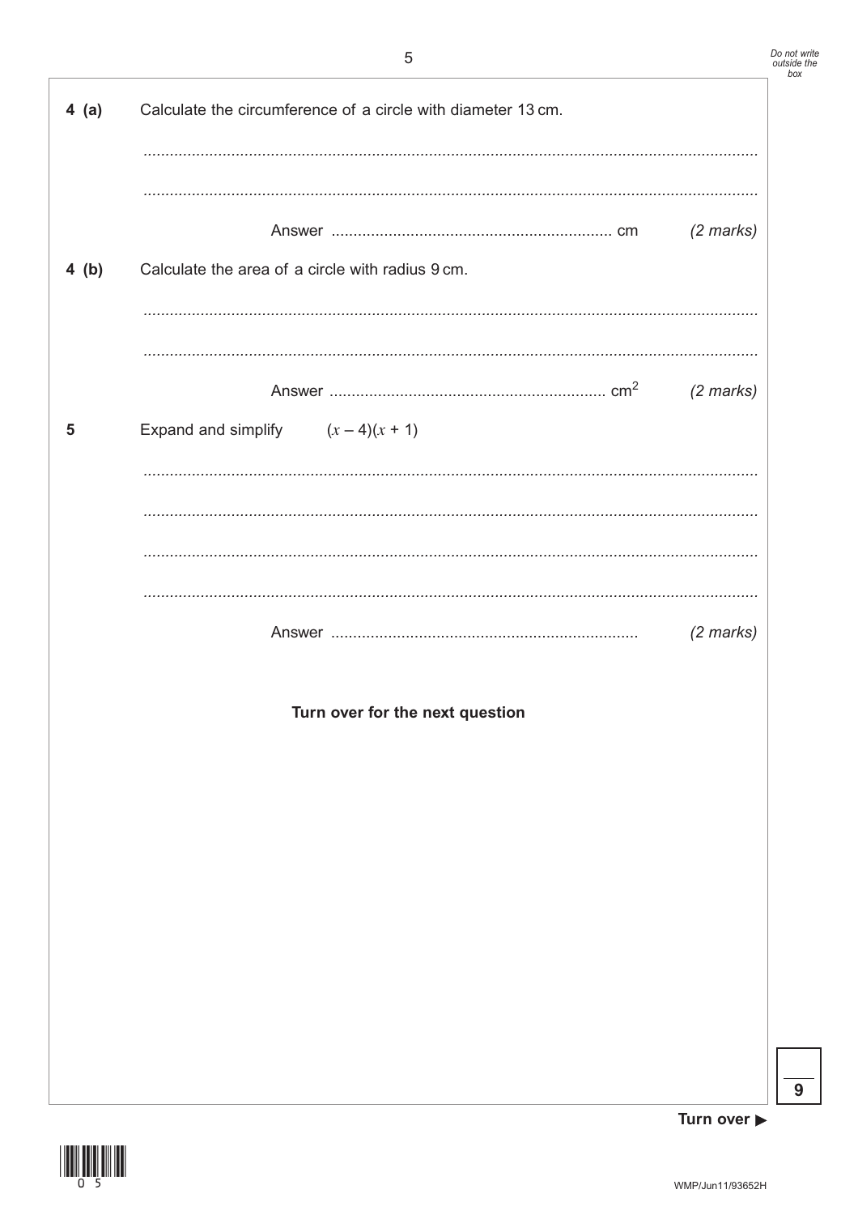**4 (a)** Calculate the circumference of a circle with diameter 13 cm.

..........................................................................................................................................

..........................................................................................................................................

Answer ............................................................... cm *(2 marks)*

**4 (b)** Calculate the area of a circle with radius 9 cm.

..........................................................................................................................................

..........................................................................................................................................

Answer ............................................................... $cm^2$ *(2 marks)*

**5** Expand and simplify $(x - 4)(x + 1)$

..........................................................................................................................................

..........................................................................................................................................

..........................................................................................................................................

..........................................................................................................................................

Answer ..................................................................... *(2 marks)*

**Turn over for the next question**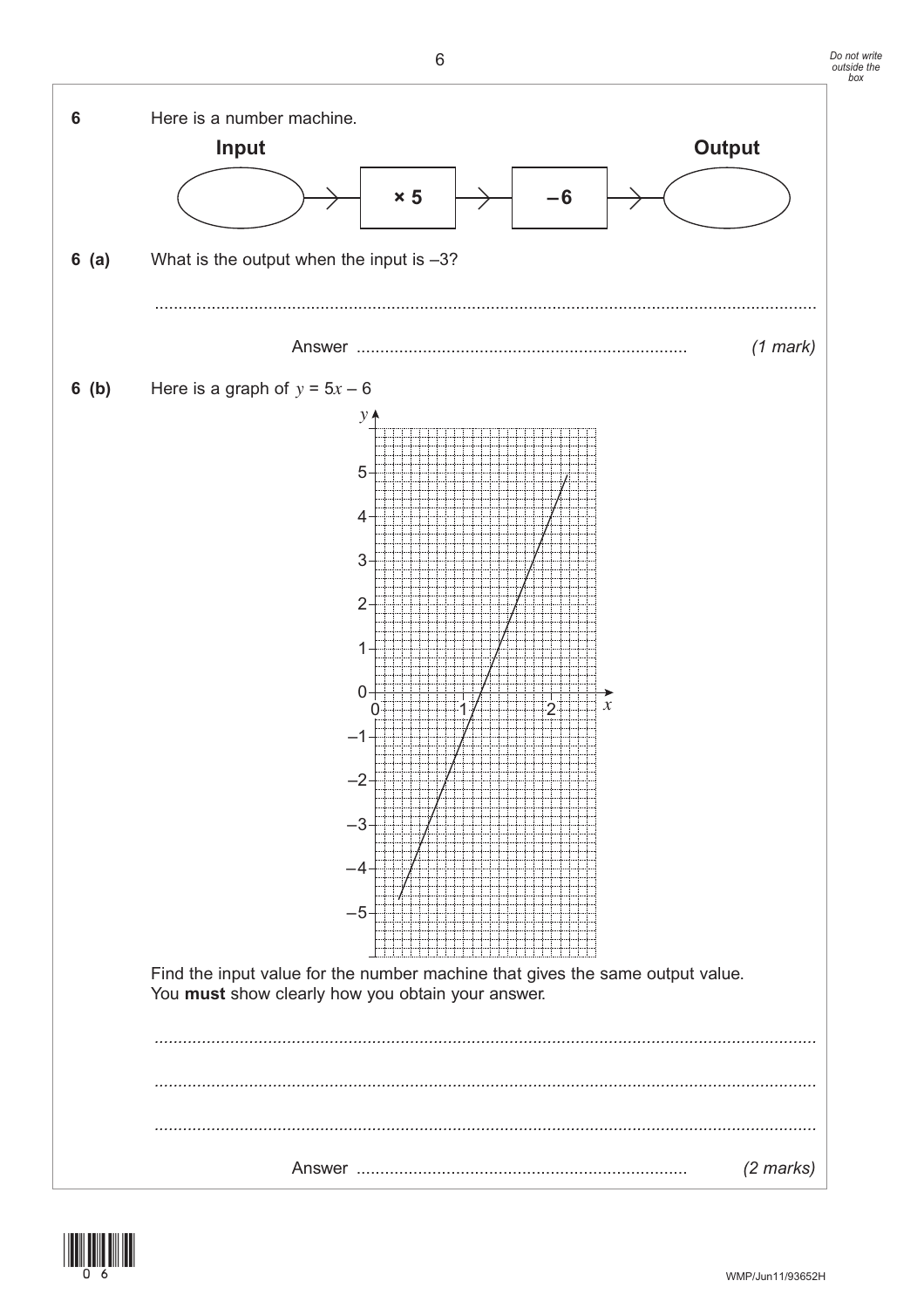**6** Here is a number machine.

**Input** → **× 5** → **– 6** → **Output**

**6 (a)** What is the output when the input is –3?

...........................................................................................................................................

Answer ..................................................................... *(1 mark)*

**6 (b)** Here is a graph of $y = 5x - 6$

Find the input value for the number machine that gives the same output value.
You **must** show clearly how you obtain your answer.

...........................................................................................................................................

...........................................................................................................................................

...........................................................................................................................................

Answer ..................................................................... *(2 marks)*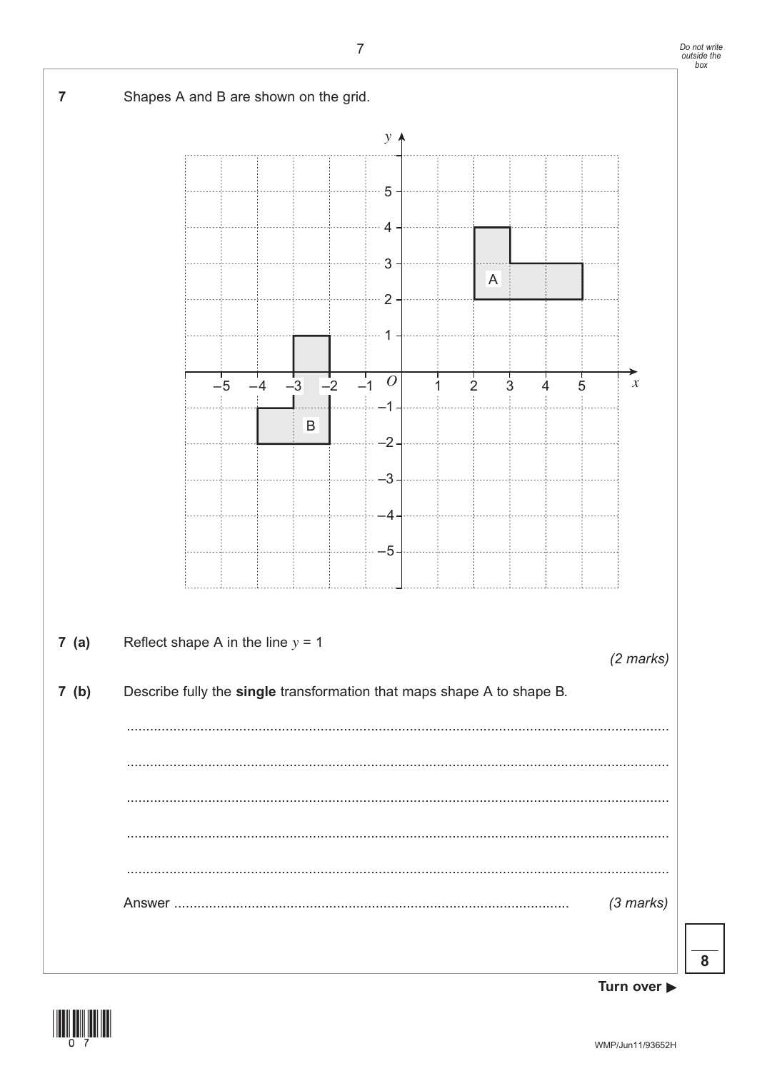**7** Shapes A and B are shown on the grid.

**7 (a)** Reflect shape A in the line $y = 1$

*(2 marks)*

**7 (b)** Describe fully the **single** transformation that maps shape A to shape B.

..........................................................................................................................................

..........................................................................................................................................

..........................................................................................................................................

..........................................................................................................................................

..........................................................................................................................................

Answer .................................................................................................... *(3 marks)*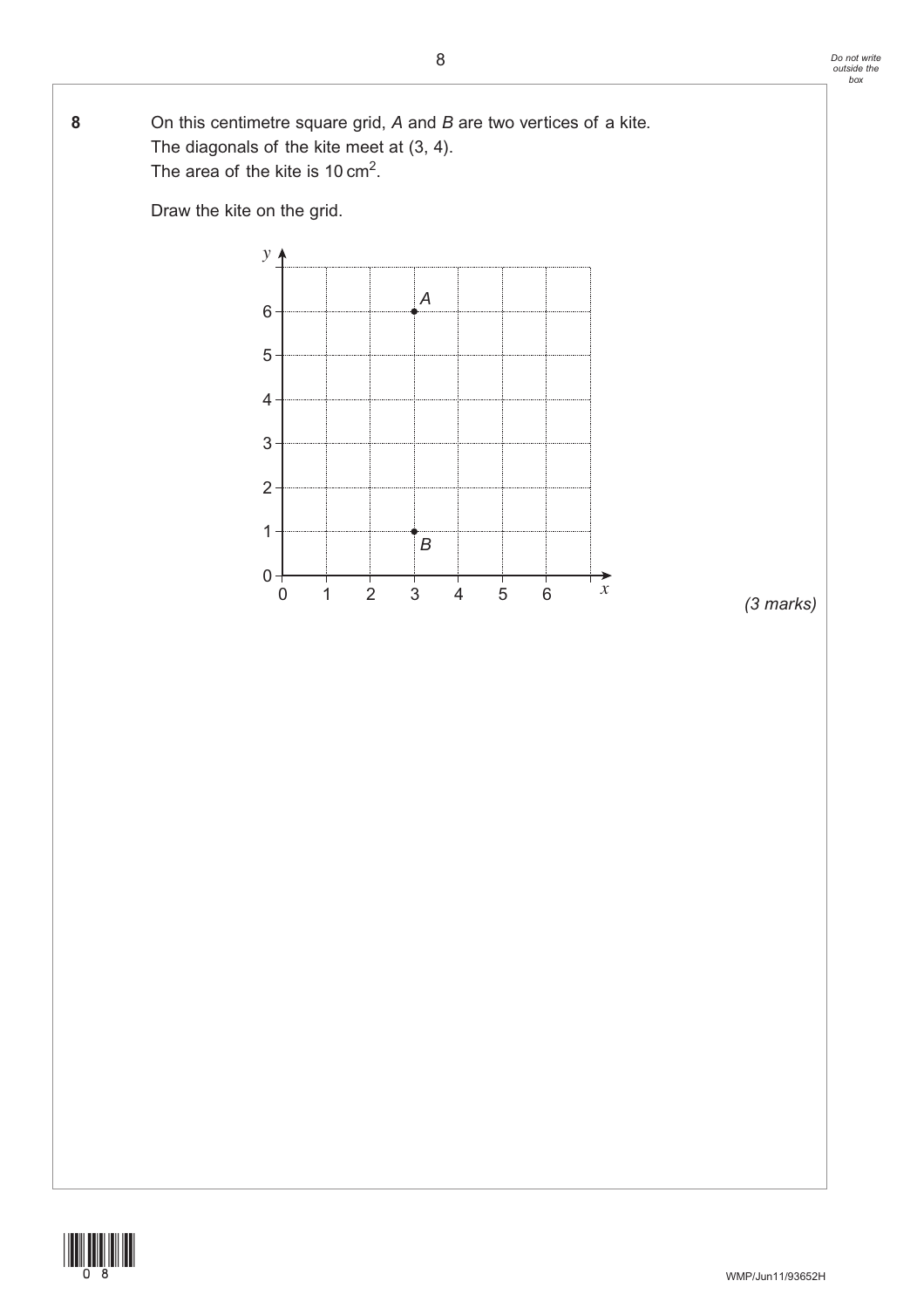**8** On this centimetre square grid, $A$ and $B$ are two vertices of a kite.
The diagonals of the kite meet at (3, 4).
The area of the kite is $10\text{ cm}^2$.

Draw the kite on the grid.

*(3 marks)*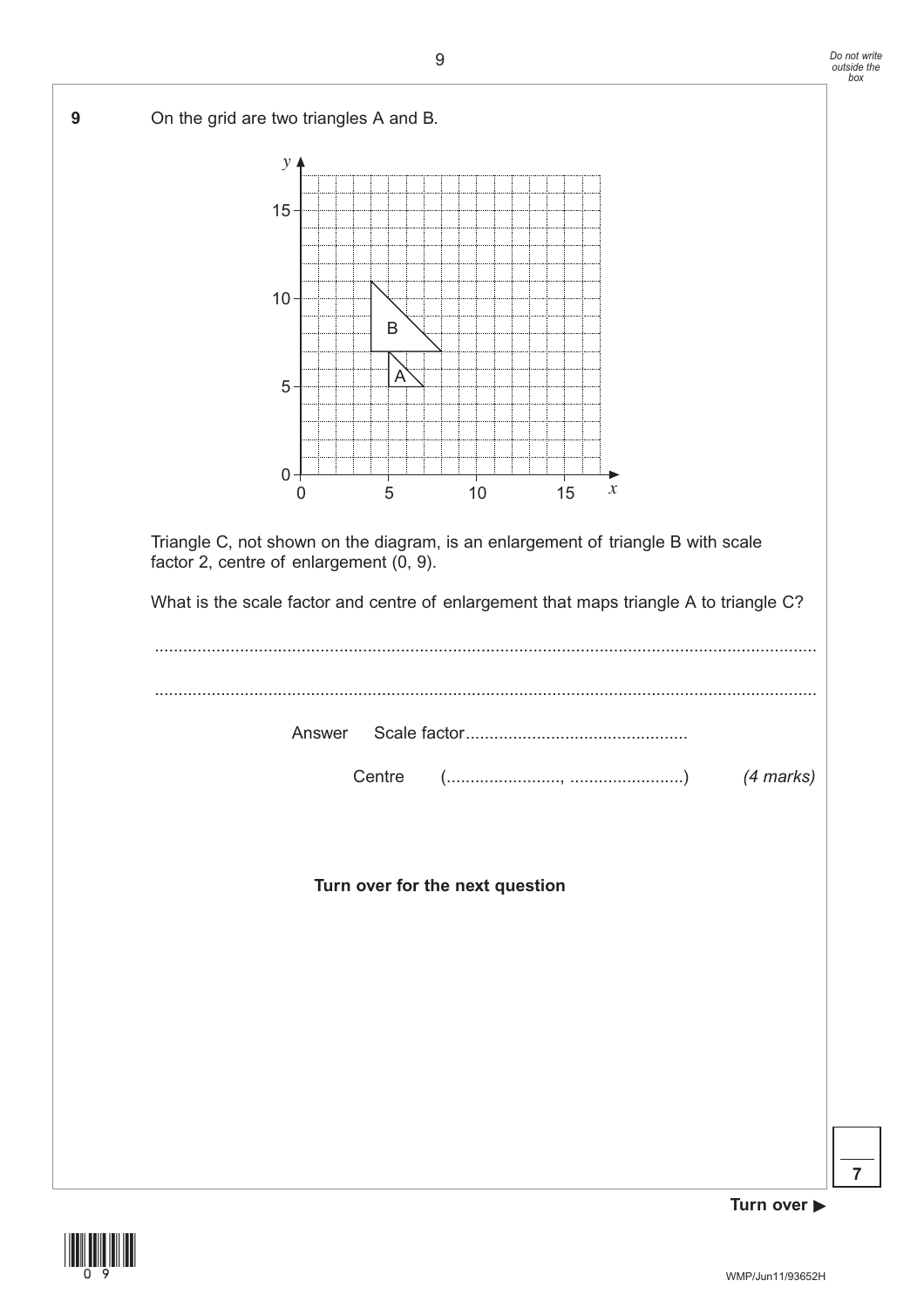**9** On the grid are two triangles A and B.

Triangle C, not shown on the diagram, is an enlargement of triangle B with scale factor 2, centre of enlargement (0, 9).

What is the scale factor and centre of enlargement that maps triangle A to triangle C?

.......................................................................................................................................

.......................................................................................................................................

Answer Scale factor..............................................

Centre (........................, ........................) *(4 marks)*

**Turn over for the next question**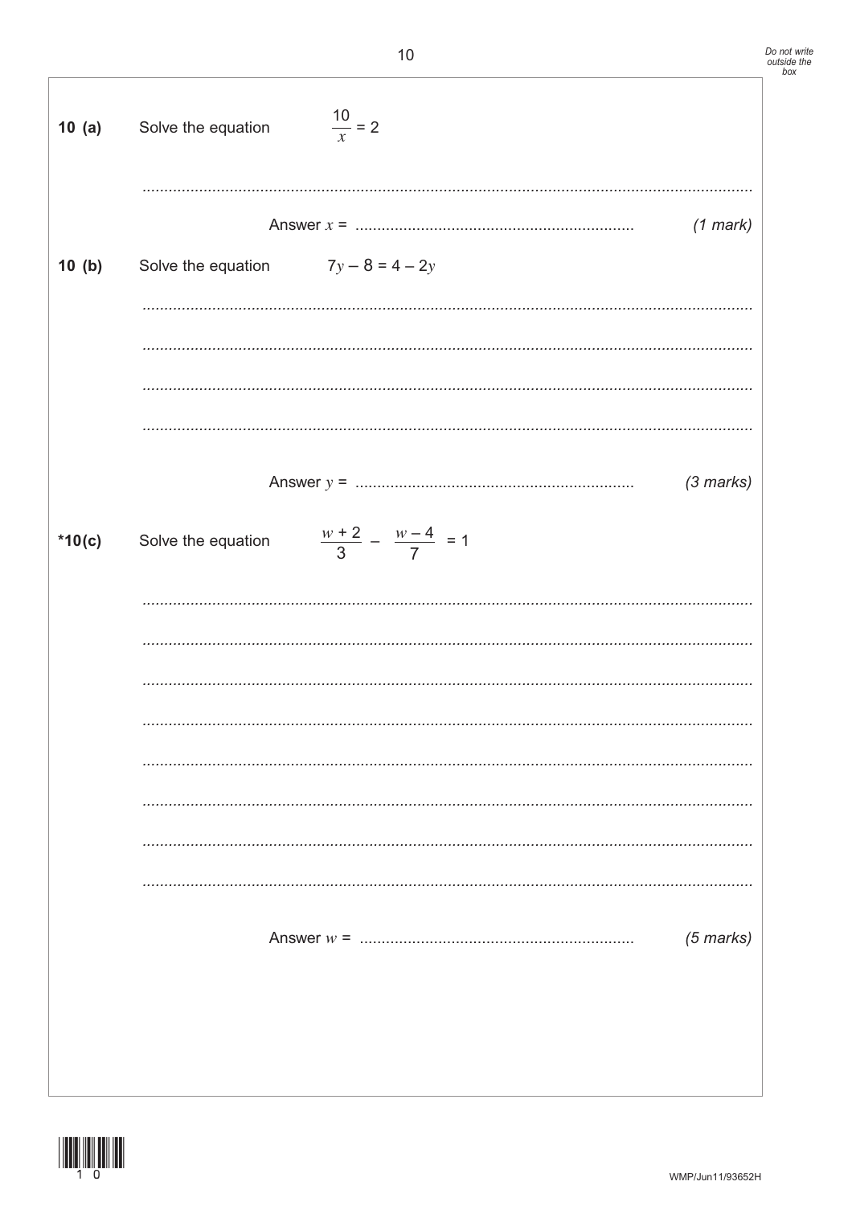**10 (a)** Solve the equation $\frac{10}{x} = 2$

.........................................................................................................................................

Answer $x$ = ............................................................... *(1 mark)*

**10 (b)** Solve the equation $7y - 8 = 4 - 2y$

.........................................................................................................................................

.........................................................................................................................................

.........................................................................................................................................

.........................................................................................................................................

Answer $y$ = ............................................................... *(3 marks)*

**\*10(c)** Solve the equation $\frac{w+2}{3} - \frac{w-4}{7} = 1$

.........................................................................................................................................

.........................................................................................................................................

.........................................................................................................................................

.........................................................................................................................................

.........................................................................................................................................

.........................................................................................................................................

.........................................................................................................................................

.........................................................................................................................................

Answer $w$ = ............................................................... *(5 marks)*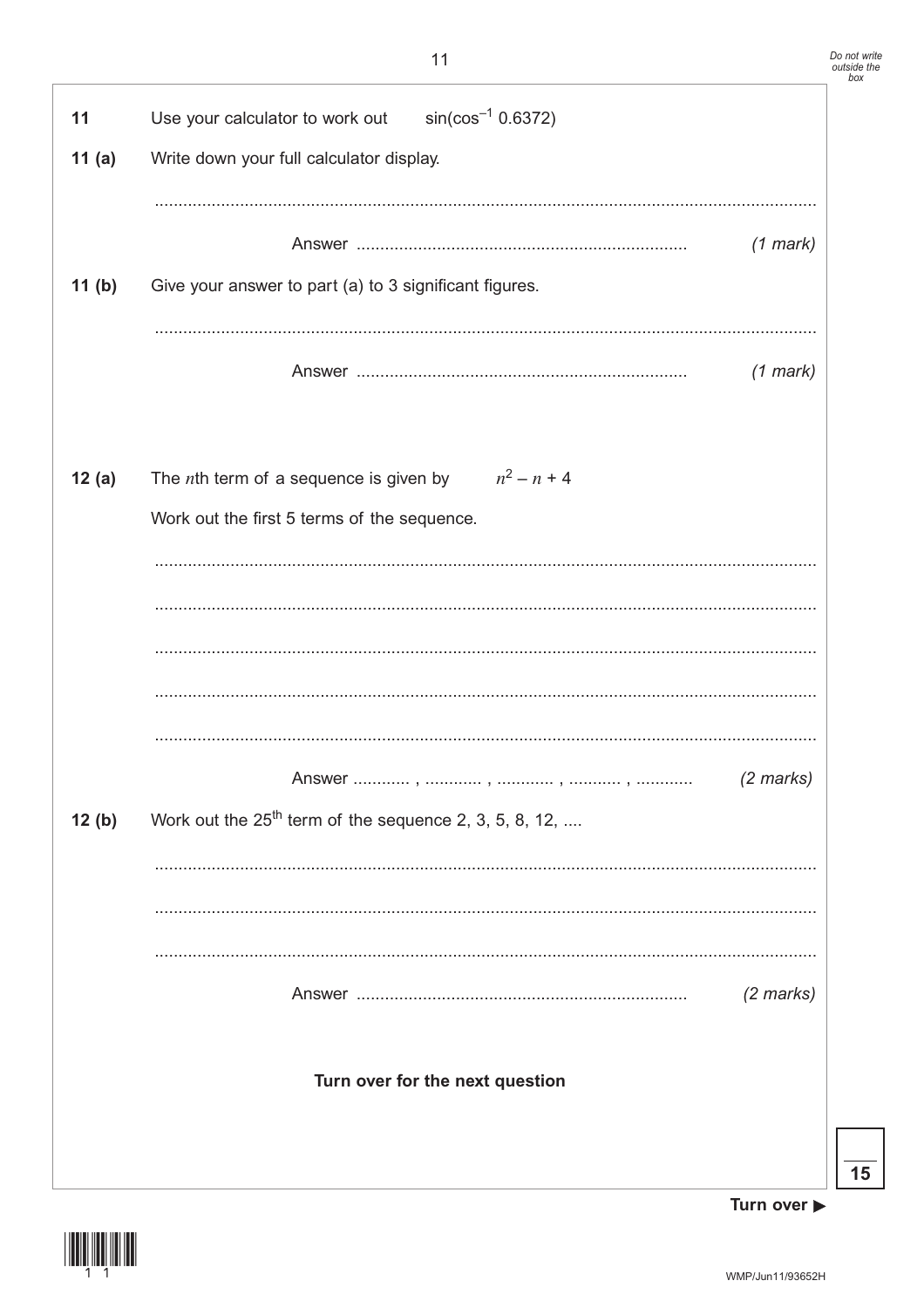**11** Use your calculator to work out $\sin(\cos^{-1} 0.6372)$

**11 (a)** Write down your full calculator display.

..........................................................................................................................................

Answer ..................................................................... *(1 mark)*

**11 (b)** Give your answer to part (a) to 3 significant figures.

..........................................................................................................................................

Answer ..................................................................... *(1 mark)*

**12 (a)** The $n$th term of a sequence is given by $n^2 - n + 4$

Work out the first 5 terms of the sequence.

..........................................................................................................................................

..........................................................................................................................................

..........................................................................................................................................

..........................................................................................................................................

..........................................................................................................................................

Answer ............ , ............ , ............ , ........... , ............ *(2 marks)*

**12 (b)** Work out the 25th term of the sequence 2, 3, 5, 8, 12, ....

..........................................................................................................................................

..........................................................................................................................................

..........................................................................................................................................

Answer ..................................................................... *(2 marks)*

**Turn over for the next question**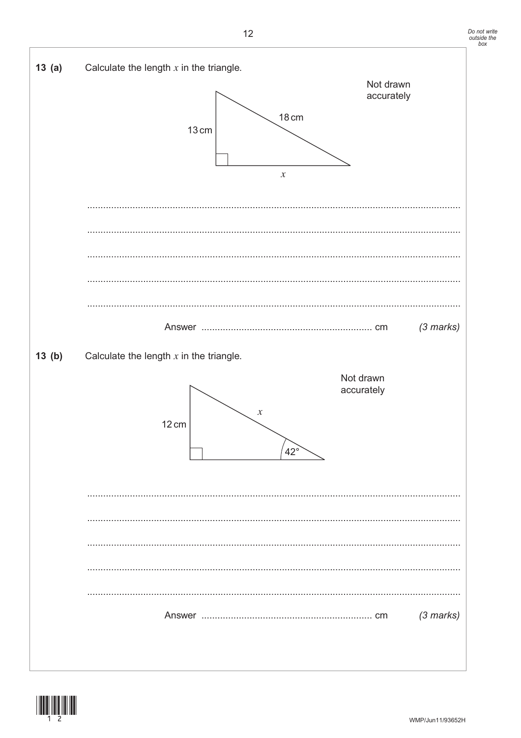**13 (a)** Calculate the length $x$ in the triangle.

Not drawn accurately

13 cm

18 cm

$x$

Answer ................................................................ cm *(3 marks)*

**13 (b)** Calculate the length $x$ in the triangle.

Not drawn accurately

12 cm

$x$

42°

Answer ................................................................ cm *(3 marks)*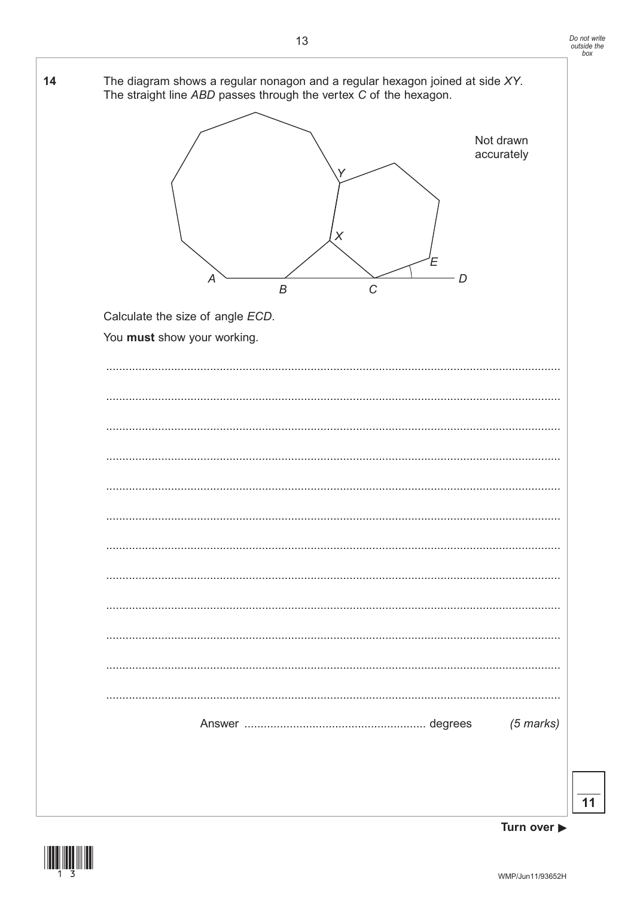**14** The diagram shows a regular nonagon and a regular hexagon joined at side $XY$.
The straight line $ABD$ passes through the vertex $C$ of the hexagon.

Not drawn accurately

Calculate the size of angle $ECD$.

You **must** show working.

.......................................................................................................................................

.......................................................................................................................................

.......................................................................................................................................

.......................................................................................................................................

.......................................................................................................................................

.......................................................................................................................................

.......................................................................................................................................

.......................................................................................................................................

.......................................................................................................................................

.......................................................................................................................................

.......................................................................................................................................

.......................................................................................................................................

Answer ....................................................... degrees *(5 marks)*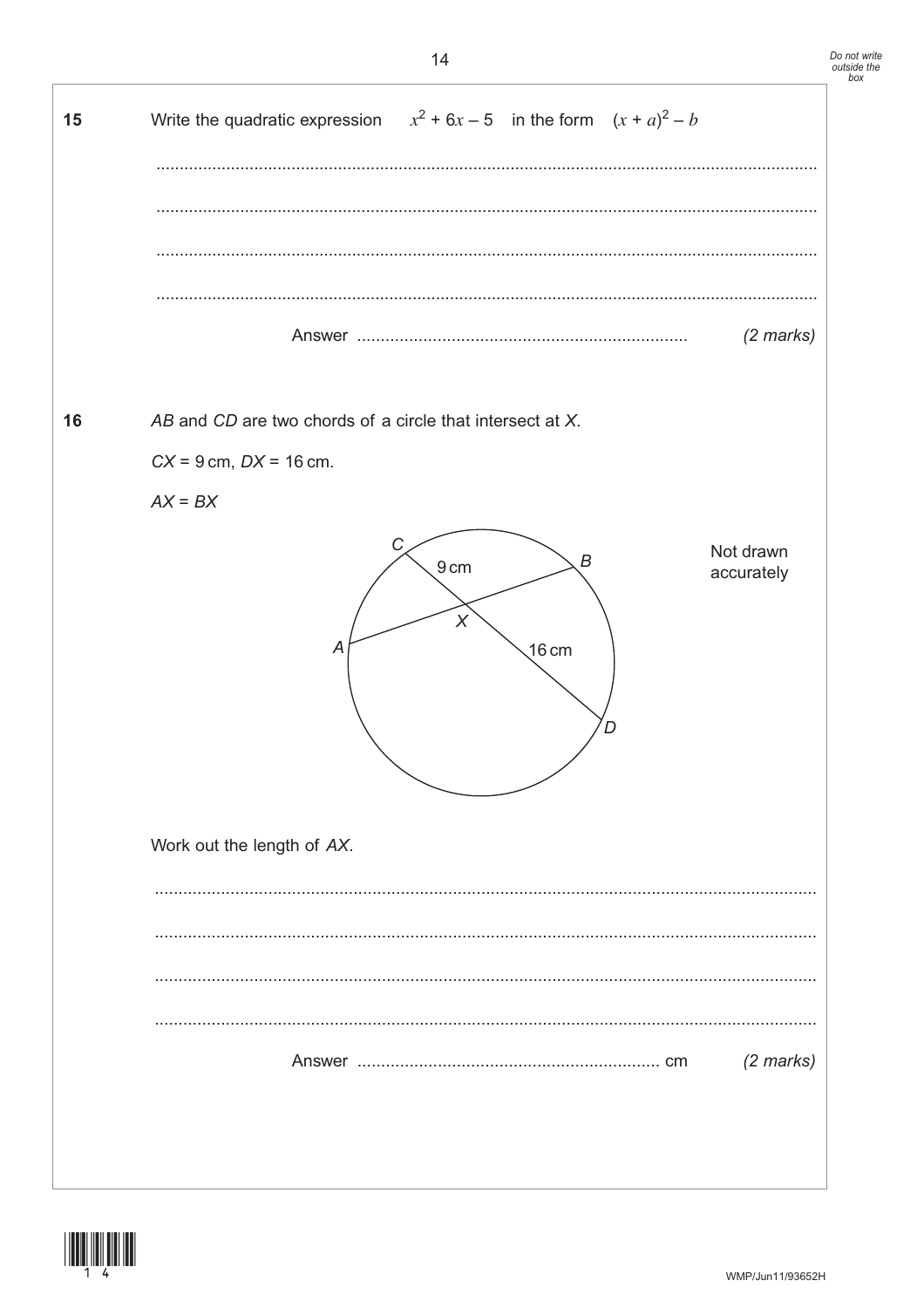**15** Write the quadratic expression $x^2 + 6x - 5$ in the form $(x + a)^2 - b$

...............................................................................................................................................

...............................................................................................................................................

...............................................................................................................................................

...............................................................................................................................................

Answer ....................................................................... *(2 marks)*

**16** *AB* and *CD* are two chords of a circle that intersect at *X*.

$CX = 9$ cm, $DX = 16$ cm.

$AX = BX$

Not drawn accurately

Work out the length of *AX*.

...............................................................................................................................................

...............................................................................................................................................

...............................................................................................................................................

...............................................................................................................................................

Answer ................................................................. cm *(2 marks)*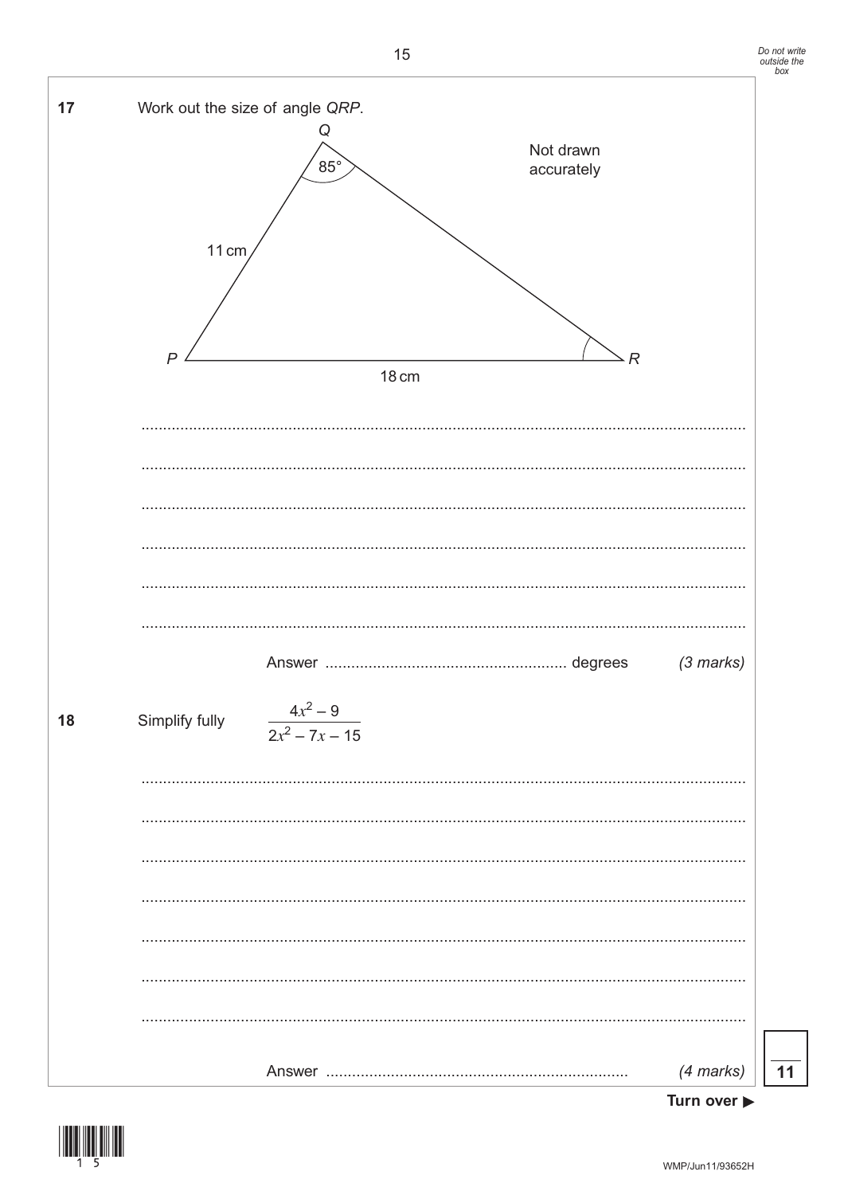**17** Work out the size of angle $QRP$.

Not drawn accurately

Q: 85°

11 cm (PQ)

18 cm (PR)

P, R

.......................................................................................................................................

.......................................................................................................................................

.......................................................................................................................................

.......................................................................................................................................

.......................................................................................................................................

.......................................................................................................................................

Answer ....................................................... degrees *(3 marks)*

**18** Simplify fully $\dfrac{4x^2 - 9}{2x^2 - 7x - 15}$

.......................................................................................................................................

.......................................................................................................................................

.......................................................................................................................................

.......................................................................................................................................

.......................................................................................................................................

.......................................................................................................................................

.......................................................................................................................................

Answer ..................................................................... *(4 marks)*

Turn over ▶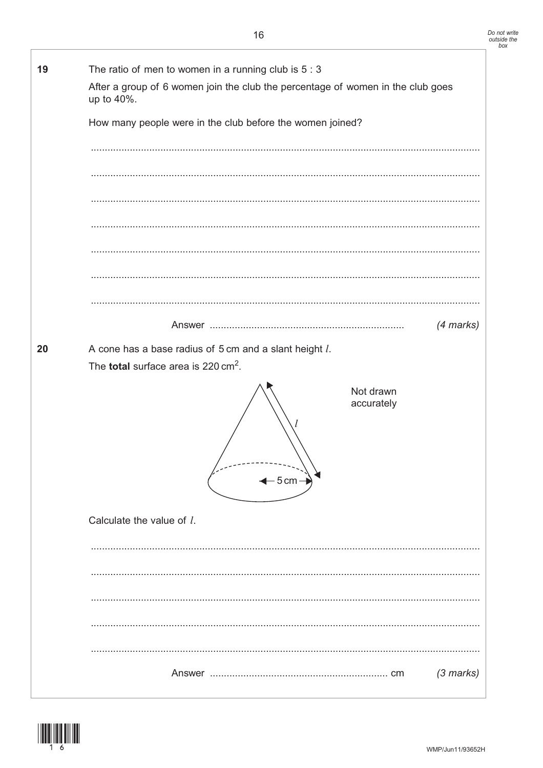**19** The ratio of men to women in a running club is 5 : 3

After a group of 6 women join the club the percentage of women in the club goes up to 40%.

How many people were in the club before the women joined?

Answer ........................................................ *(4 marks)*

**20** A cone has a base radius of 5 cm and a slant height $l$.

The **total** surface area is 220 cm$^2$.

Not drawn accurately

Calculate the value of $l$.

Answer ........................................................ cm *(3 marks)*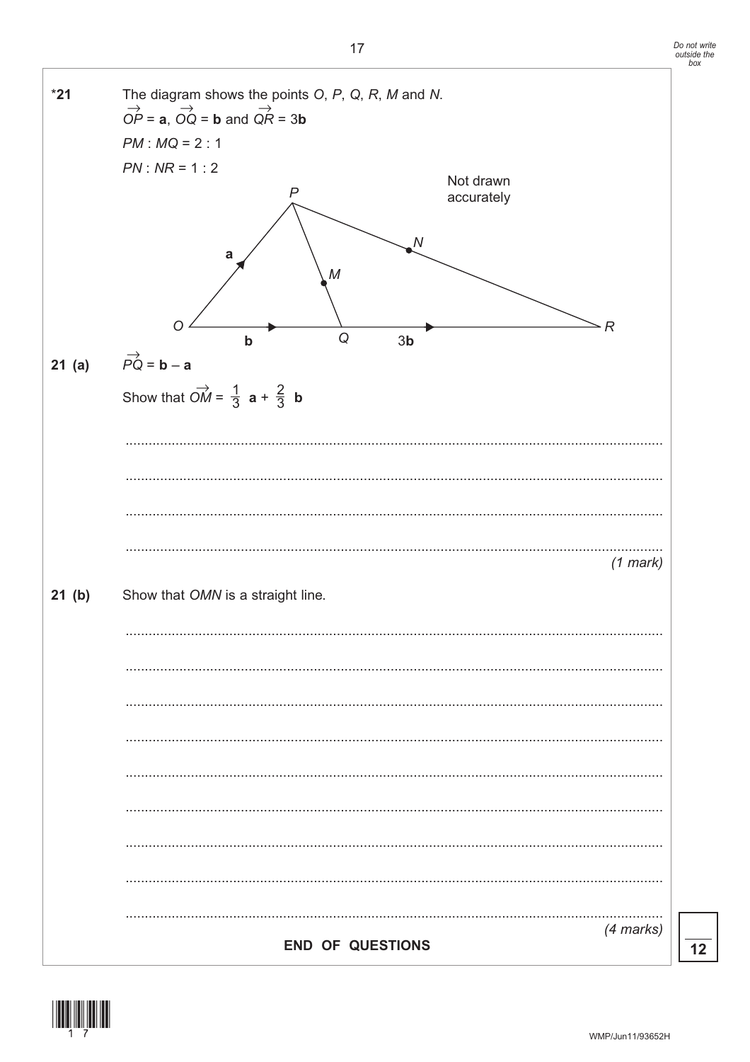**\*21** The diagram shows the points $O$, $P$, $Q$, $R$, $M$ and $N$.

$\overrightarrow{OP} = \mathbf{a}$, $\overrightarrow{OQ} = \mathbf{b}$ and $\overrightarrow{QR} = 3\mathbf{b}$

$PM : MQ = 2 : 1$

$PN : NR = 1 : 2$

Not drawn accurately

**21 (a)** $\overrightarrow{PQ} = \mathbf{b} - \mathbf{a}$

Show that $\overrightarrow{OM} = \frac{1}{3}\mathbf{a} + \frac{2}{3}\mathbf{b}$

.............................................................................................................................

.............................................................................................................................

.............................................................................................................................

.............................................................................................................................

*(1 mark)*

**21 (b)** Show that $OMN$ is a straight line.

.............................................................................................................................

.............................................................................................................................

.............................................................................................................................

.............................................................................................................................

.............................................................................................................................

.............................................................................................................................

.............................................................................................................................

.............................................................................................................................

.............................................................................................................................

*(4 marks)*

**END OF QUESTIONS**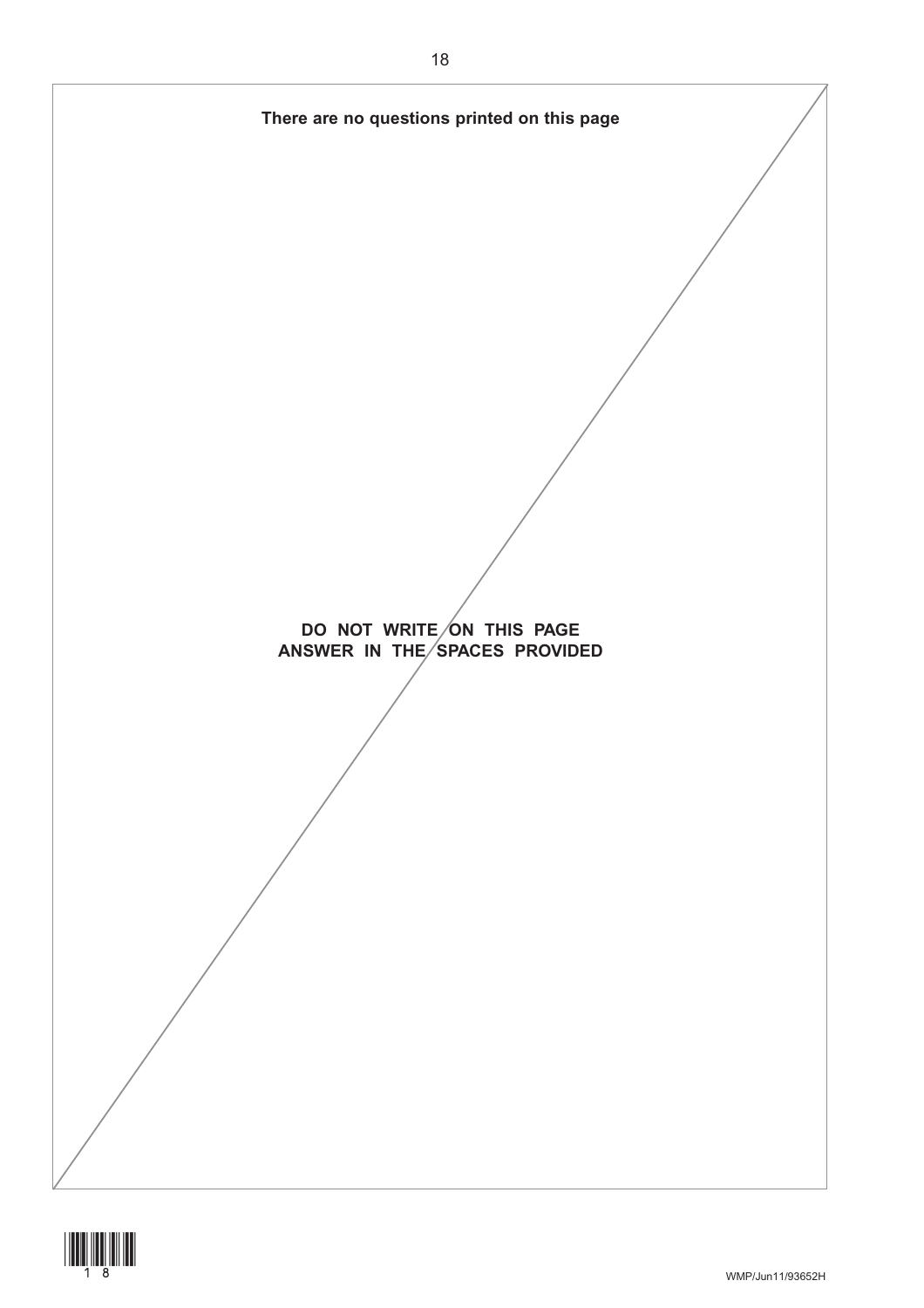**There are no questions printed on this page**

**DO NOT WRITE ON THIS PAGE**
**ANSWER IN THE SPACES PROVIDED**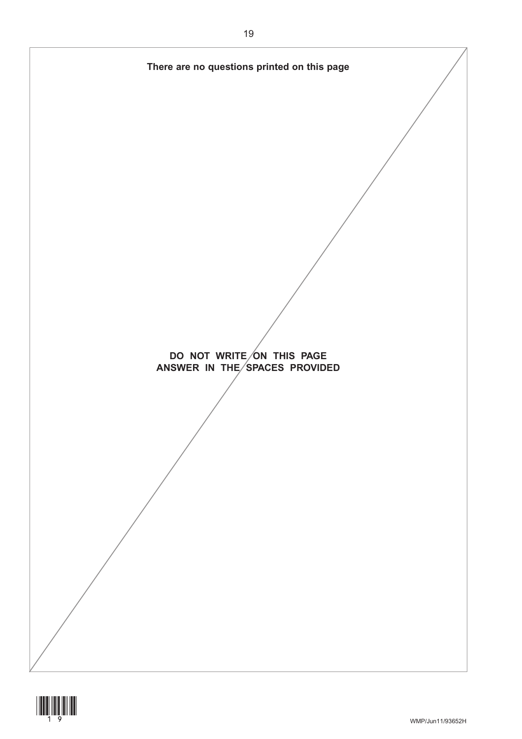**There are no questions printed on this page**

**DO NOT WRITE ON THIS PAGE**
**ANSWER IN THE SPACES PROVIDED**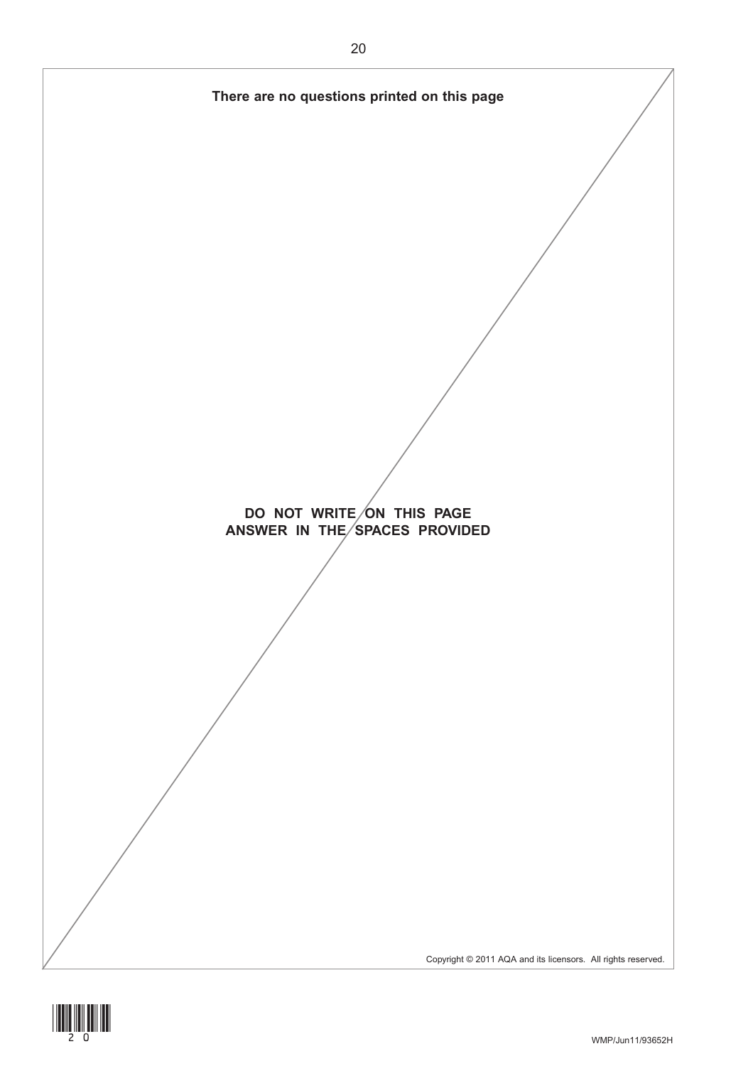**There are no questions printed on this page**

**DO NOT WRITE ON THIS PAGE**
**ANSWER IN THE SPACES PROVIDED**

Copyright © 2011 AQA and its licensors. All rights reserved.